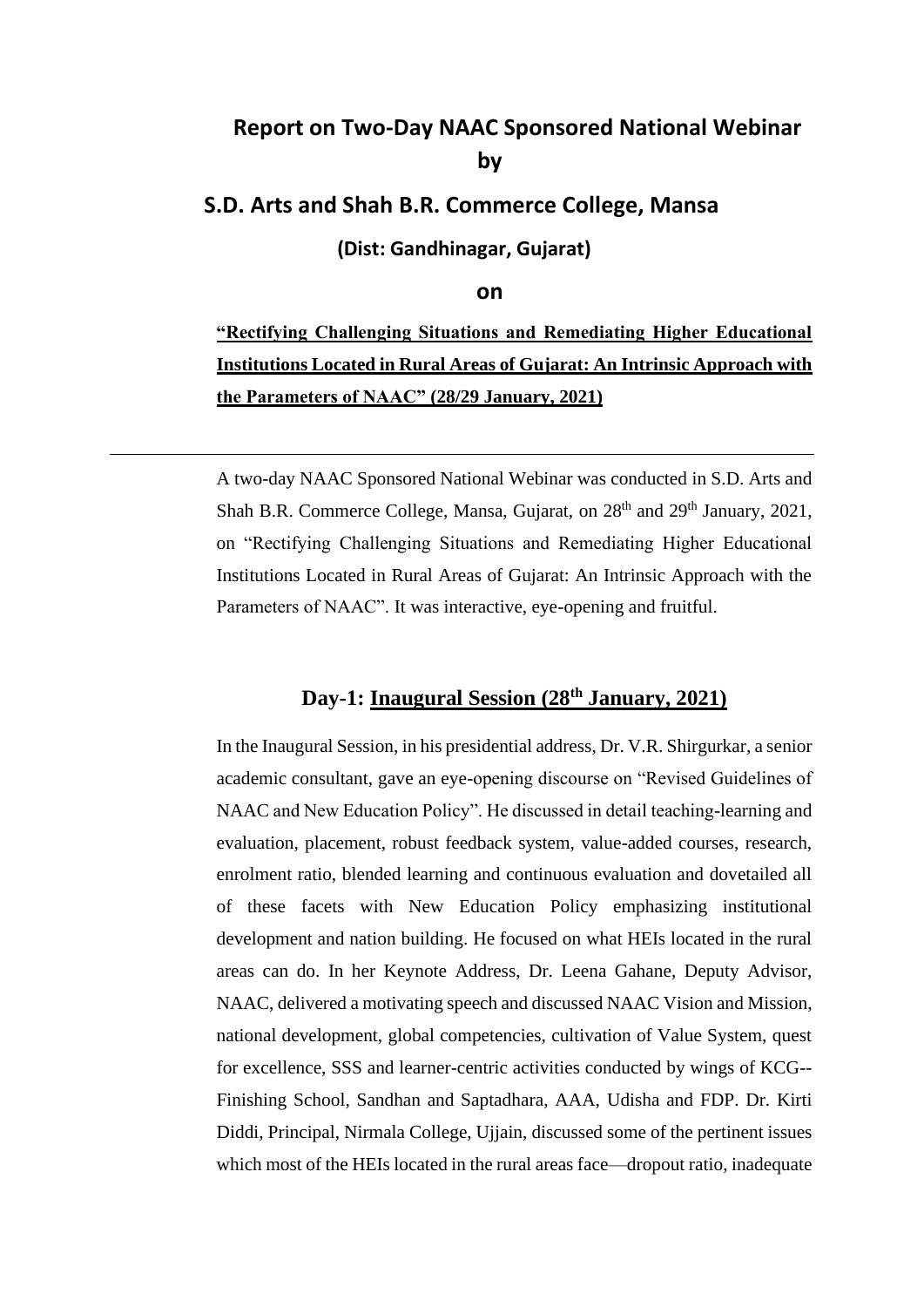# Report on Two-Day NAAC Sponsored National Webinar by

## S.D. Arts and Shah B.R. Commerce College, Mansa

### (Dist: Gandhinagar, Gujarat)

### on

**"Rectifying Challenging Situations and Remediating Higher Educational Institutions Located in Rural Areas of Gujarat: An Intrinsic Approach with the Parameters of NAAC" (28/29 January, 2021)**

---

A two-day NAAC Sponsored National Webinar was conducted in S.D. Arts and Shah B.R. Commerce College, Mansa, Gujarat, on 28th and 29th January, 2021, on "Rectifying Challenging Situations and Remediating Higher Educational Institutions Located in Rural Areas of Gujarat: An Intrinsic Approach with the Parameters of NAAC". It was interactive, eye-opening and fruitful.

## Day-1: Inaugural Session (28th January, 2021)

In the Inaugural Session, in his presidential address, Dr. V.R. Shirgurkar, a senior academic consultant, gave an eye-opening discourse on "Revised Guidelines of NAAC and New Education Policy". He discussed in detail teaching-learning and evaluation, placement, robust feedback system, value-added courses, research, enrolment ratio, blended learning and continuous evaluation and dovetailed all of these facets with New Education Policy emphasizing institutional development and nation building. He focused on what HEIs located in the rural areas can do. In her Keynote Address, Dr. Leena Gahane, Deputy Advisor, NAAC, delivered a motivating speech and discussed NAAC Vision and Mission, national development, global competencies, cultivation of Value System, quest for excellence, SSS and learner-centric activities conducted by wings of KCG--Finishing School, Sandhan and Saptadhara, AAA, Udisha and FDP. Dr. Kirti Diddi, Principal, Nirmala College, Ujjain, discussed some of the pertinent issues which most of the HEIs located in the rural areas face—dropout ratio, inadequate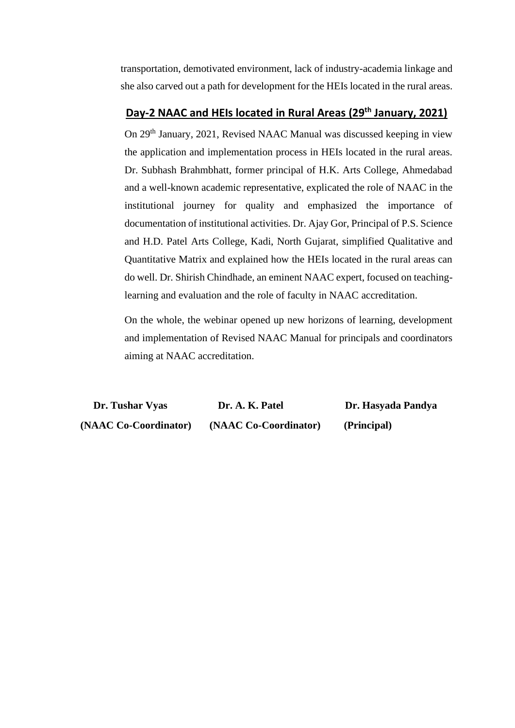transportation, demotivated environment, lack of industry-academia linkage and she also carved out a path for development for the HEIs located in the rural areas.

## Day-2 NAAC and HEIs located in Rural Areas (29th January, 2021)

On 29th January, 2021, Revised NAAC Manual was discussed keeping in view the application and implementation process in HEIs located in the rural areas. Dr. Subhash Brahmbhatt, former principal of H.K. Arts College, Ahmedabad and a well-known academic representative, explicated the role of NAAC in the institutional journey for quality and emphasized the importance of documentation of institutional activities. Dr. Ajay Gor, Principal of P.S. Science and H.D. Patel Arts College, Kadi, North Gujarat, simplified Qualitative and Quantitative Matrix and explained how the HEIs located in the rural areas can do well. Dr. Shirish Chindhade, an eminent NAAC expert, focused on teaching-learning and evaluation and the role of faculty in NAAC accreditation.

On the whole, the webinar opened up new horizons of learning, development and implementation of Revised NAAC Manual for principals and coordinators aiming at NAAC accreditation.

| | | |
|---|---|---|
| **Dr. Tushar Vyas** | **Dr. A. K. Patel** | **Dr. Hasyada Pandya** |
| **(NAAC Co-Coordinator)** | **(NAAC Co-Coordinator)** | **(Principal)** |